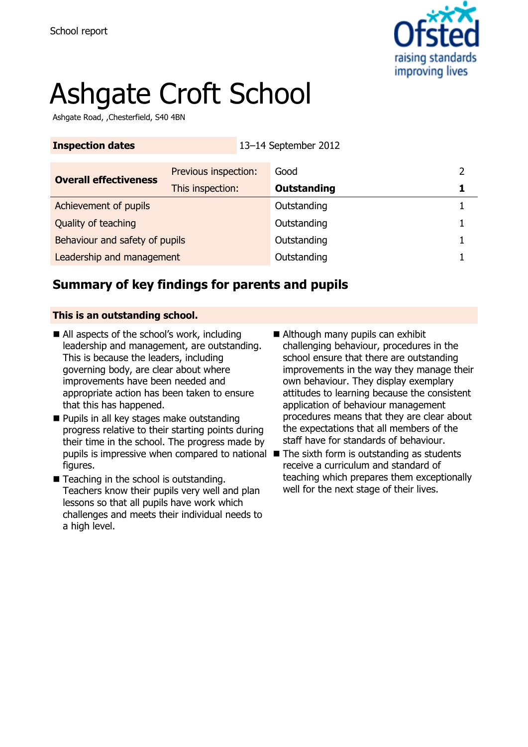School report

# Ashgate Croft School

Ashgate Road, ,Chesterfield, S40 4BN

| **Inspection dates** | 13–14 September 2012 | | |
|---|---|---|---|

| **Overall effectiveness** | Previous inspection: | Good | 2 |
|---|---|---|---|
| | This inspection: | **Outstanding** | **1** |
| Achievement of pupils | | Outstanding | 1 |
| Quality of teaching | | Outstanding | 1 |
| Behaviour and safety of pupils | | Outstanding | 1 |
| Leadership and management | | Outstanding | 1 |

## Summary of key findings for parents and pupils

**This is an outstanding school.**

- All aspects of the school's work, including leadership and management, are outstanding. This is because the leaders, including governing body, are clear about where improvements have been needed and appropriate action has been taken to ensure that this has happened.
- Pupils in all key stages make outstanding progress relative to their starting points during their time in the school. The progress made by pupils is impressive when compared to national figures.
- Teaching in the school is outstanding. Teachers know their pupils very well and plan lessons so that all pupils have work which challenges and meets their individual needs to a high level.
- Although many pupils can exhibit challenging behaviour, procedures in the school ensure that there are outstanding improvements in the way they manage their own behaviour. They display exemplary attitudes to learning because the consistent application of behaviour management procedures means that they are clear about the expectations that all members of the staff have for standards of behaviour.
- The sixth form is outstanding as students receive a curriculum and standard of teaching which prepares them exceptionally well for the next stage of their lives.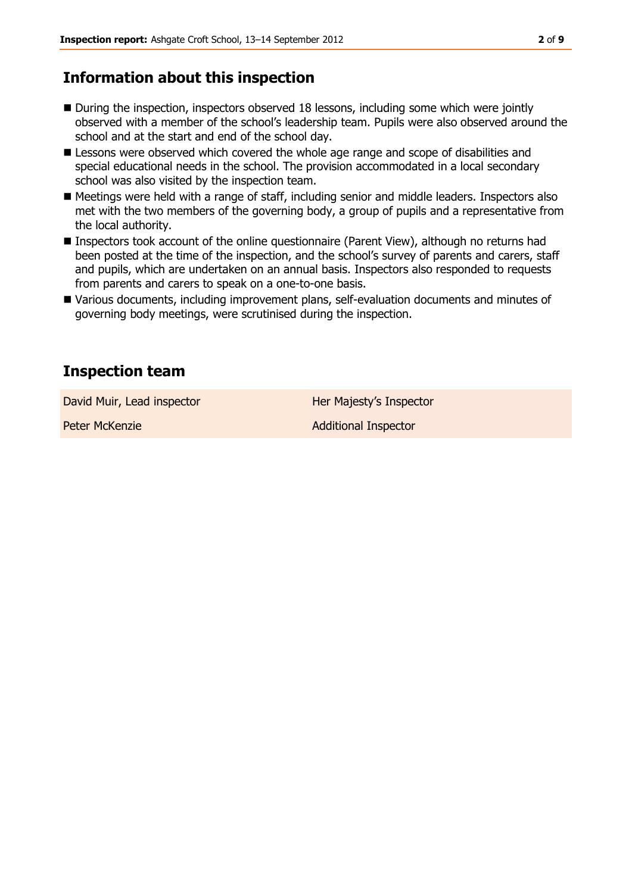## Information about this inspection

- During the inspection, inspectors observed 18 lessons, including some which were jointly observed with a member of the school's leadership team. Pupils were also observed around the school and at the start and end of the school day.
- Lessons were observed which covered the whole age range and scope of disabilities and special educational needs in the school. The provision accommodated in a local secondary school was also visited by the inspection team.
- Meetings were held with a range of staff, including senior and middle leaders. Inspectors also met with the two members of the governing body, a group of pupils and a representative from the local authority.
- Inspectors took account of the online questionnaire (Parent View), although no returns had been posted at the time of the inspection, and the school's survey of parents and carers, staff and pupils, which are undertaken on an annual basis. Inspectors also responded to requests from parents and carers to speak on a one-to-one basis.
- Various documents, including improvement plans, self-evaluation documents and minutes of governing body meetings, were scrutinised during the inspection.

## Inspection team

| | |
|---|---|
| David Muir, Lead inspector | Her Majesty's Inspector |
| Peter McKenzie | Additional Inspector |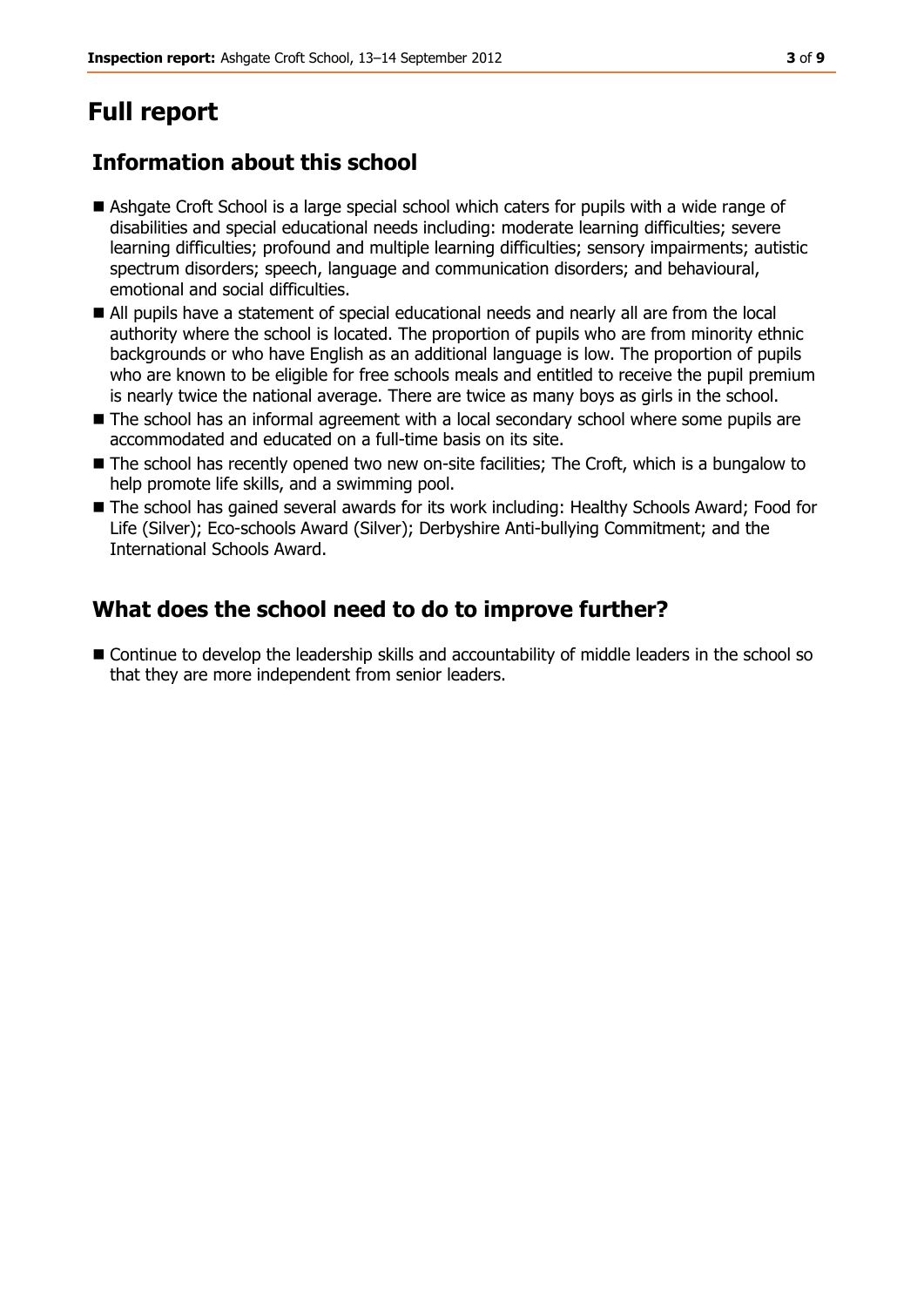# Full report

## Information about this school

- Ashgate Croft School is a large special school which caters for pupils with a wide range of disabilities and special educational needs including: moderate learning difficulties; severe learning difficulties; profound and multiple learning difficulties; sensory impairments; autistic spectrum disorders; speech, language and communication disorders; and behavioural, emotional and social difficulties.
- All pupils have a statement of special educational needs and nearly all are from the local authority where the school is located. The proportion of pupils who are from minority ethnic backgrounds or who have English as an additional language is low. The proportion of pupils who are known to be eligible for free schools meals and entitled to receive the pupil premium is nearly twice the national average. There are twice as many boys as girls in the school.
- The school has an informal agreement with a local secondary school where some pupils are accommodated and educated on a full-time basis on its site.
- The school has recently opened two new on-site facilities; The Croft, which is a bungalow to help promote life skills, and a swimming pool.
- The school has gained several awards for its work including: Healthy Schools Award; Food for Life (Silver); Eco-schools Award (Silver); Derbyshire Anti-bullying Commitment; and the International Schools Award.

## What does the school need to do to improve further?

- Continue to develop the leadership skills and accountability of middle leaders in the school so that they are more independent from senior leaders.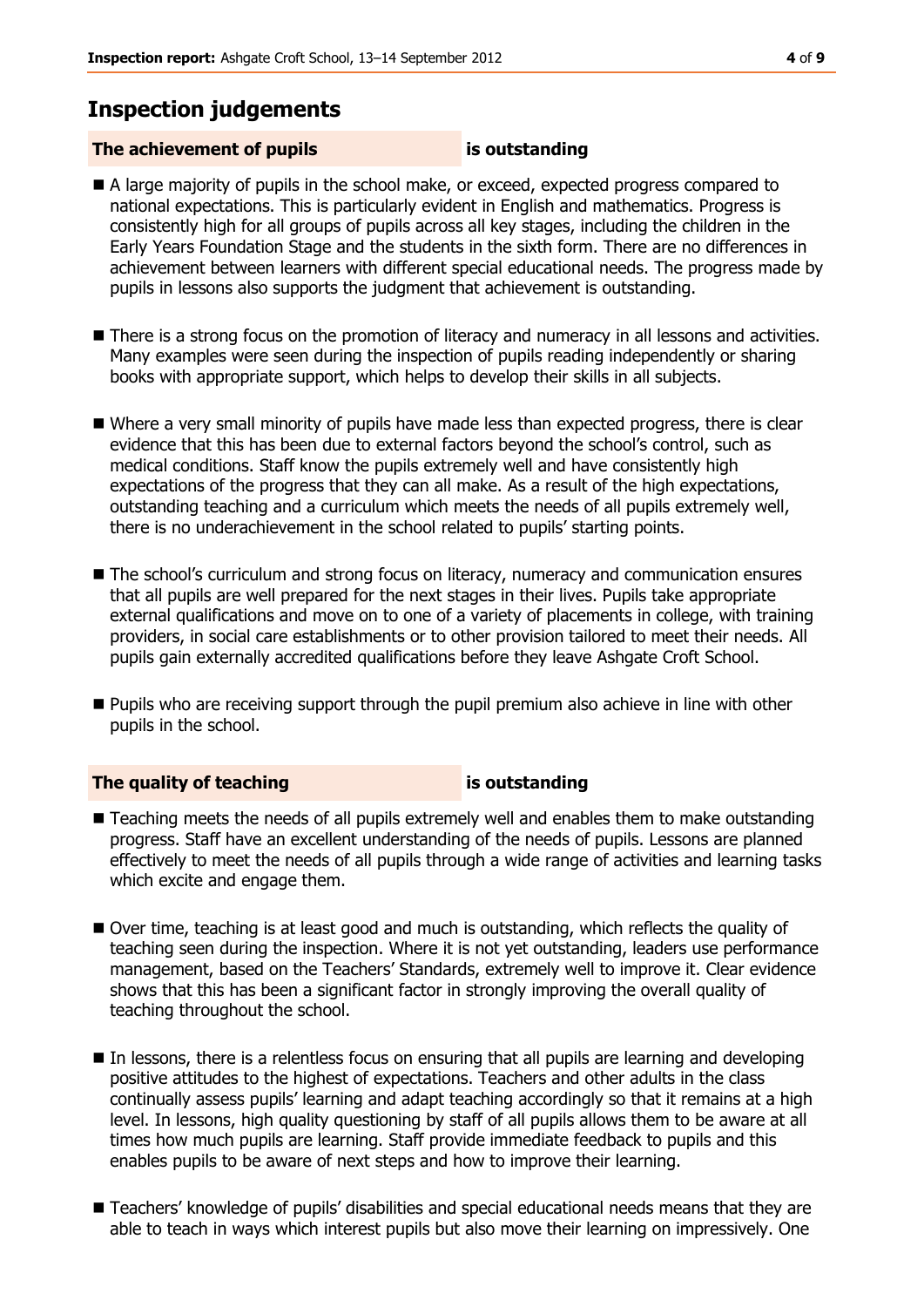## Inspection judgements

**The achievement of pupils** **is outstanding**

- A large majority of pupils in the school make, or exceed, expected progress compared to national expectations. This is particularly evident in English and mathematics. Progress is consistently high for all groups of pupils across all key stages, including the children in the Early Years Foundation Stage and the students in the sixth form. There are no differences in achievement between learners with different special educational needs. The progress made by pupils in lessons also supports the judgment that achievement is outstanding.
- There is a strong focus on the promotion of literacy and numeracy in all lessons and activities. Many examples were seen during the inspection of pupils reading independently or sharing books with appropriate support, which helps to develop their skills in all subjects.
- Where a very small minority of pupils have made less than expected progress, there is clear evidence that this has been due to external factors beyond the school's control, such as medical conditions. Staff know the pupils extremely well and have consistently high expectations of the progress that they can all make. As a result of the high expectations, outstanding teaching and a curriculum which meets the needs of all pupils extremely well, there is no underachievement in the school related to pupils' starting points.
- The school's curriculum and strong focus on literacy, numeracy and communication ensures that all pupils are well prepared for the next stages in their lives. Pupils take appropriate external qualifications and move on to one of a variety of placements in college, with training providers, in social care establishments or to other provision tailored to meet their needs. All pupils gain externally accredited qualifications before they leave Ashgate Croft School.
- Pupils who are receiving support through the pupil premium also achieve in line with other pupils in the school.

**The quality of teaching** **is outstanding**

- Teaching meets the needs of all pupils extremely well and enables them to make outstanding progress. Staff have an excellent understanding of the needs of pupils. Lessons are planned effectively to meet the needs of all pupils through a wide range of activities and learning tasks which excite and engage them.
- Over time, teaching is at least good and much is outstanding, which reflects the quality of teaching seen during the inspection. Where it is not yet outstanding, leaders use performance management, based on the Teachers' Standards, extremely well to improve it. Clear evidence shows that this has been a significant factor in strongly improving the overall quality of teaching throughout the school.
- In lessons, there is a relentless focus on ensuring that all pupils are learning and developing positive attitudes to the highest of expectations. Teachers and other adults in the class continually assess pupils' learning and adapt teaching accordingly so that it remains at a high level. In lessons, high quality questioning by staff of all pupils allows them to be aware at all times how much pupils are learning. Staff provide immediate feedback to pupils and this enables pupils to be aware of next steps and how to improve their learning.
- Teachers' knowledge of pupils' disabilities and special educational needs means that they are able to teach in ways which interest pupils but also move their learning on impressively. One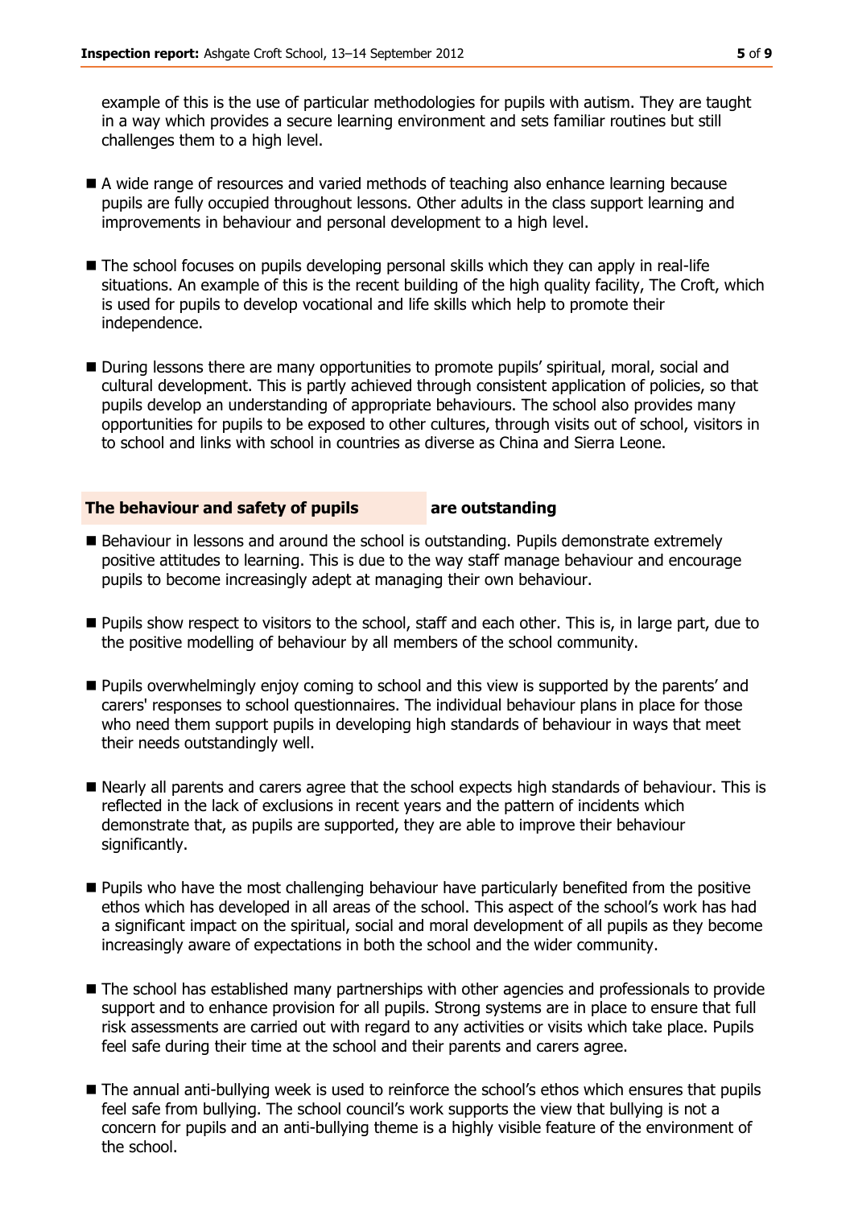example of this is the use of particular methodologies for pupils with autism. They are taught in a way which provides a secure learning environment and sets familiar routines but still challenges them to a high level.

- A wide range of resources and varied methods of teaching also enhance learning because pupils are fully occupied throughout lessons. Other adults in the class support learning and improvements in behaviour and personal development to a high level.
- The school focuses on pupils developing personal skills which they can apply in real-life situations. An example of this is the recent building of the high quality facility, The Croft, which is used for pupils to develop vocational and life skills which help to promote their independence.
- During lessons there are many opportunities to promote pupils' spiritual, moral, social and cultural development. This is partly achieved through consistent application of policies, so that pupils develop an understanding of appropriate behaviours. The school also provides many opportunities for pupils to be exposed to other cultures, through visits out of school, visitors in to school and links with school in countries as diverse as China and Sierra Leone.

### The behaviour and safety of pupils **are outstanding**

- Behaviour in lessons and around the school is outstanding. Pupils demonstrate extremely positive attitudes to learning. This is due to the way staff manage behaviour and encourage pupils to become increasingly adept at managing their own behaviour.
- Pupils show respect to visitors to the school, staff and each other. This is, in large part, due to the positive modelling of behaviour by all members of the school community.
- Pupils overwhelmingly enjoy coming to school and this view is supported by the parents' and carers' responses to school questionnaires. The individual behaviour plans in place for those who need them support pupils in developing high standards of behaviour in ways that meet their needs outstandingly well.
- Nearly all parents and carers agree that the school expects high standards of behaviour. This is reflected in the lack of exclusions in recent years and the pattern of incidents which demonstrate that, as pupils are supported, they are able to improve their behaviour significantly.
- Pupils who have the most challenging behaviour have particularly benefited from the positive ethos which has developed in all areas of the school. This aspect of the school's work has had a significant impact on the spiritual, social and moral development of all pupils as they become increasingly aware of expectations in both the school and the wider community.
- The school has established many partnerships with other agencies and professionals to provide support and to enhance provision for all pupils. Strong systems are in place to ensure that full risk assessments are carried out with regard to any activities or visits which take place. Pupils feel safe during their time at the school and their parents and carers agree.
- The annual anti-bullying week is used to reinforce the school's ethos which ensures that pupils feel safe from bullying. The school council's work supports the view that bullying is not a concern for pupils and an anti-bullying theme is a highly visible feature of the environment of the school.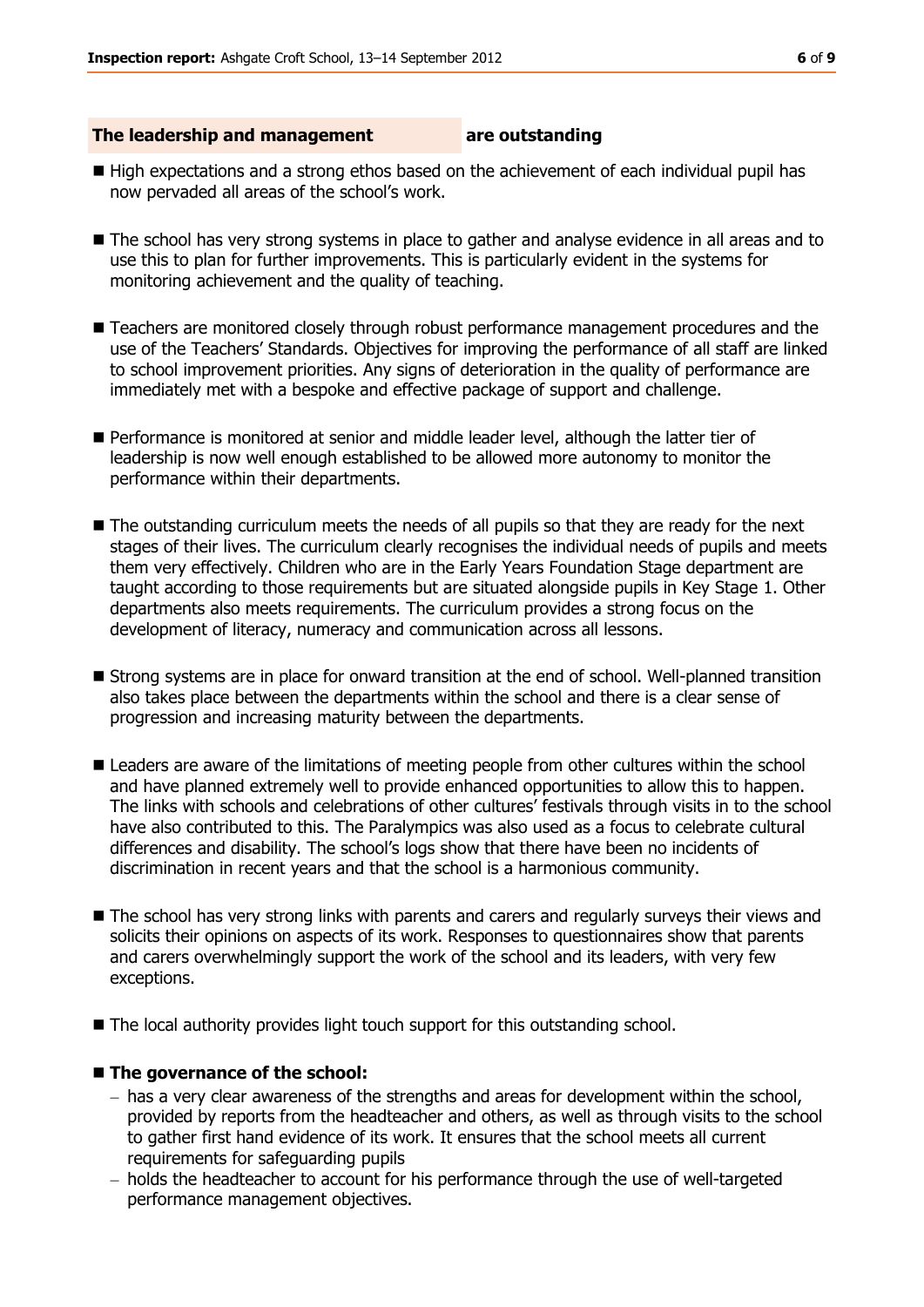## The leadership and management are outstanding

- High expectations and a strong ethos based on the achievement of each individual pupil has now pervaded all areas of the school's work.

- The school has very strong systems in place to gather and analyse evidence in all areas and to use this to plan for further improvements. This is particularly evident in the systems for monitoring achievement and the quality of teaching.

- Teachers are monitored closely through robust performance management procedures and the use of the Teachers' Standards. Objectives for improving the performance of all staff are linked to school improvement priorities. Any signs of deterioration in the quality of performance are immediately met with a bespoke and effective package of support and challenge.

- Performance is monitored at senior and middle leader level, although the latter tier of leadership is now well enough established to be allowed more autonomy to monitor the performance within their departments.

- The outstanding curriculum meets the needs of all pupils so that they are ready for the next stages of their lives. The curriculum clearly recognises the individual needs of pupils and meets them very effectively. Children who are in the Early Years Foundation Stage department are taught according to those requirements but are situated alongside pupils in Key Stage 1. Other departments also meets requirements. The curriculum provides a strong focus on the development of literacy, numeracy and communication across all lessons.

- Strong systems are in place for onward transition at the end of school. Well-planned transition also takes place between the departments within the school and there is a clear sense of progression and increasing maturity between the departments.

- Leaders are aware of the limitations of meeting people from other cultures within the school and have planned extremely well to provide enhanced opportunities to allow this to happen. The links with schools and celebrations of other cultures' festivals through visits in to the school have also contributed to this. The Paralympics was also used as a focus to celebrate cultural differences and disability. The school's logs show that there have been no incidents of discrimination in recent years and that the school is a harmonious community.

- The school has very strong links with parents and carers and regularly surveys their views and solicits their opinions on aspects of its work. Responses to questionnaires show that parents and carers overwhelmingly support the work of the school and its leaders, with very few exceptions.

- The local authority provides light touch support for this outstanding school.

- **The governance of the school:**
  - has a very clear awareness of the strengths and areas for development within the school, provided by reports from the headteacher and others, as well as through visits to the school to gather first hand evidence of its work. It ensures that the school meets all current requirements for safeguarding pupils
  - holds the headteacher to account for his performance through the use of well-targeted performance management objectives.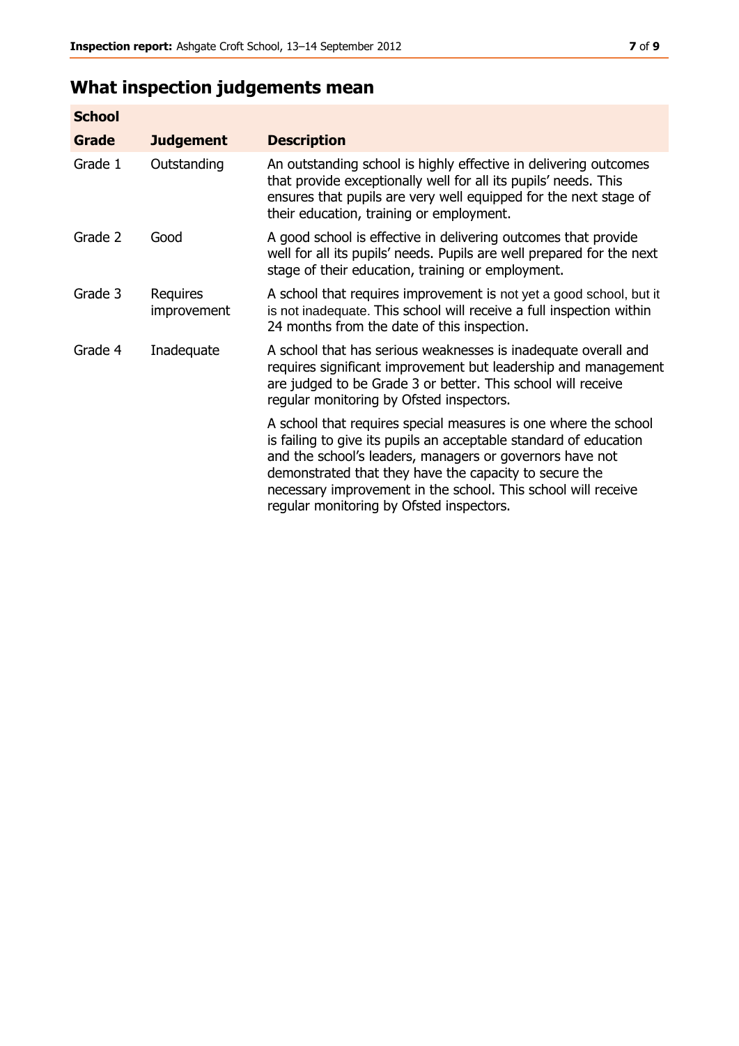## What inspection judgements mean

| School | | |
|---|---|---|
| **Grade** | **Judgement** | **Description** |
| Grade 1 | Outstanding | An outstanding school is highly effective in delivering outcomes that provide exceptionally well for all its pupils' needs. This ensures that pupils are very well equipped for the next stage of their education, training or employment. |
| Grade 2 | Good | A good school is effective in delivering outcomes that provide well for all its pupils' needs. Pupils are well prepared for the next stage of their education, training or employment. |
| Grade 3 | Requires improvement | A school that requires improvement is not yet a good school, but it is not inadequate. This school will receive a full inspection within 24 months from the date of this inspection. |
| Grade 4 | Inadequate | A school that has serious weaknesses is inadequate overall and requires significant improvement but leadership and management are judged to be Grade 3 or better. This school will receive regular monitoring by Ofsted inspectors. |
| | | A school that requires special measures is one where the school is failing to give its pupils an acceptable standard of education and the school's leaders, managers or governors have not demonstrated that they have the capacity to secure the necessary improvement in the school. This school will receive regular monitoring by Ofsted inspectors. |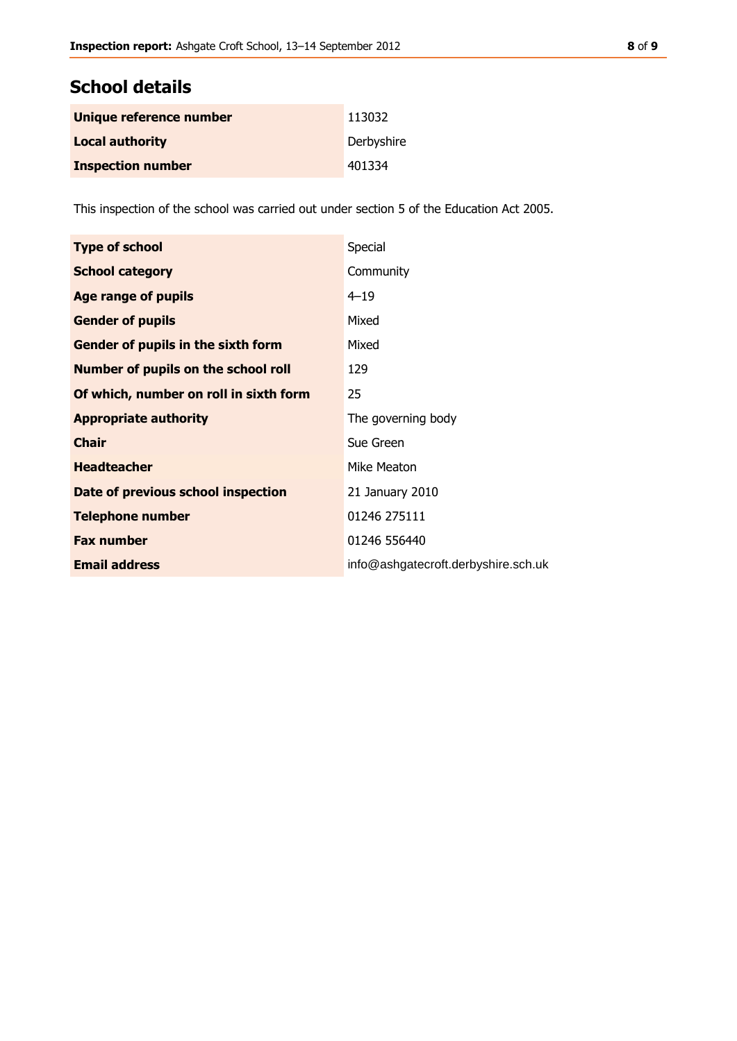## School details

| | |
|---|---|
| **Unique reference number** | 113032 |
| **Local authority** | Derbyshire |
| **Inspection number** | 401334 |

This inspection of the school was carried out under section 5 of the Education Act 2005.

| | |
|---|---|
| **Type of school** | Special |
| **School category** | Community |
| **Age range of pupils** | 4–19 |
| **Gender of pupils** | Mixed |
| **Gender of pupils in the sixth form** | Mixed |
| **Number of pupils on the school roll** | 129 |
| **Of which, number on roll in sixth form** | 25 |
| **Appropriate authority** | The governing body |
| **Chair** | Sue Green |
| **Headteacher** | Mike Meaton |
| **Date of previous school inspection** | 21 January 2010 |
| **Telephone number** | 01246 275111 |
| **Fax number** | 01246 556440 |
| **Email address** | info@ashgatecroft.derbyshire.sch.uk |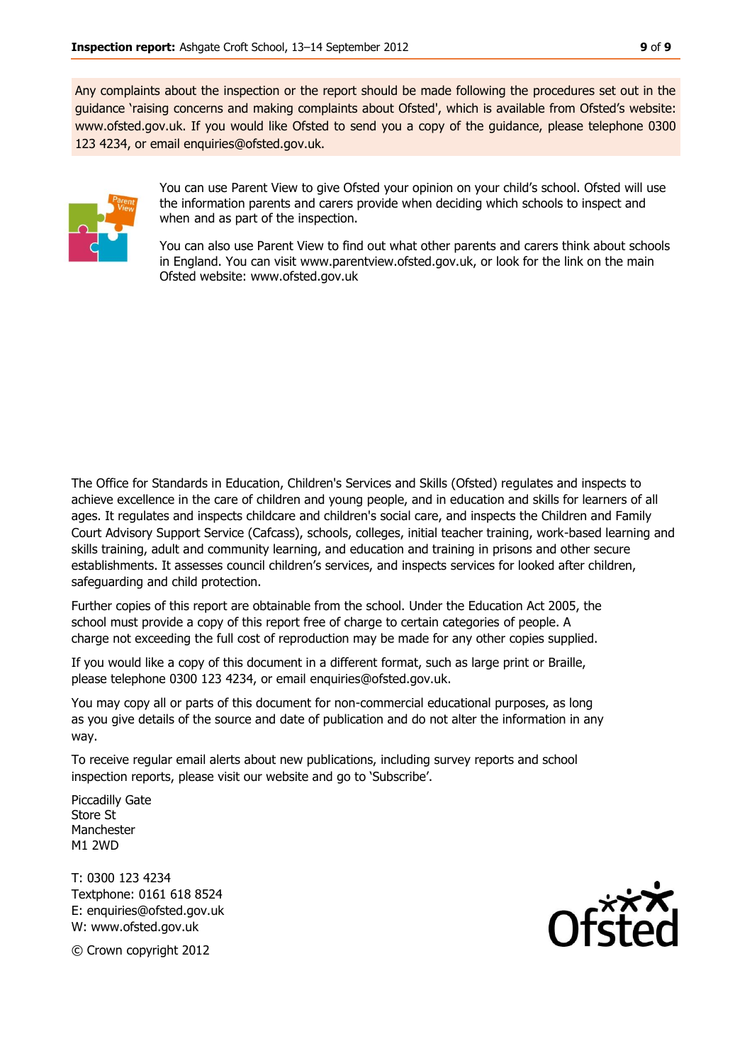Any complaints about the inspection or the report should be made following the procedures set out in the guidance 'raising concerns and making complaints about Ofsted', which is available from Ofsted's website: www.ofsted.gov.uk. If you would like Ofsted to send you a copy of the guidance, please telephone 0300 123 4234, or email enquiries@ofsted.gov.uk.

You can use Parent View to give Ofsted your opinion on your child's school. Ofsted will use the information parents and carers provide when deciding which schools to inspect and when and as part of the inspection.

You can also use Parent View to find out what other parents and carers think about schools in England. You can visit www.parentview.ofsted.gov.uk, or look for the link on the main Ofsted website: www.ofsted.gov.uk

The Office for Standards in Education, Children's Services and Skills (Ofsted) regulates and inspects to achieve excellence in the care of children and young people, and in education and skills for learners of all ages. It regulates and inspects childcare and children's social care, and inspects the Children and Family Court Advisory Support Service (Cafcass), schools, colleges, initial teacher training, work-based learning and skills training, adult and community learning, and education and training in prisons and other secure establishments. It assesses council children's services, and inspects services for looked after children, safeguarding and child protection.

Further copies of this report are obtainable from the school. Under the Education Act 2005, the school must provide a copy of this report free of charge to certain categories of people. A charge not exceeding the full cost of reproduction may be made for any other copies supplied.

If you would like a copy of this document in a different format, such as large print or Braille, please telephone 0300 123 4234, or email enquiries@ofsted.gov.uk.

You may copy all or parts of this document for non-commercial educational purposes, as long as you give details of the source and date of publication and do not alter the information in any way.

To receive regular email alerts about new publications, including survey reports and school inspection reports, please visit our website and go to 'Subscribe'.

Piccadilly Gate
Store St
Manchester
M1 2WD

T: 0300 123 4234
Textphone: 0161 618 8524
E: enquiries@ofsted.gov.uk
W: www.ofsted.gov.uk

© Crown copyright 2012